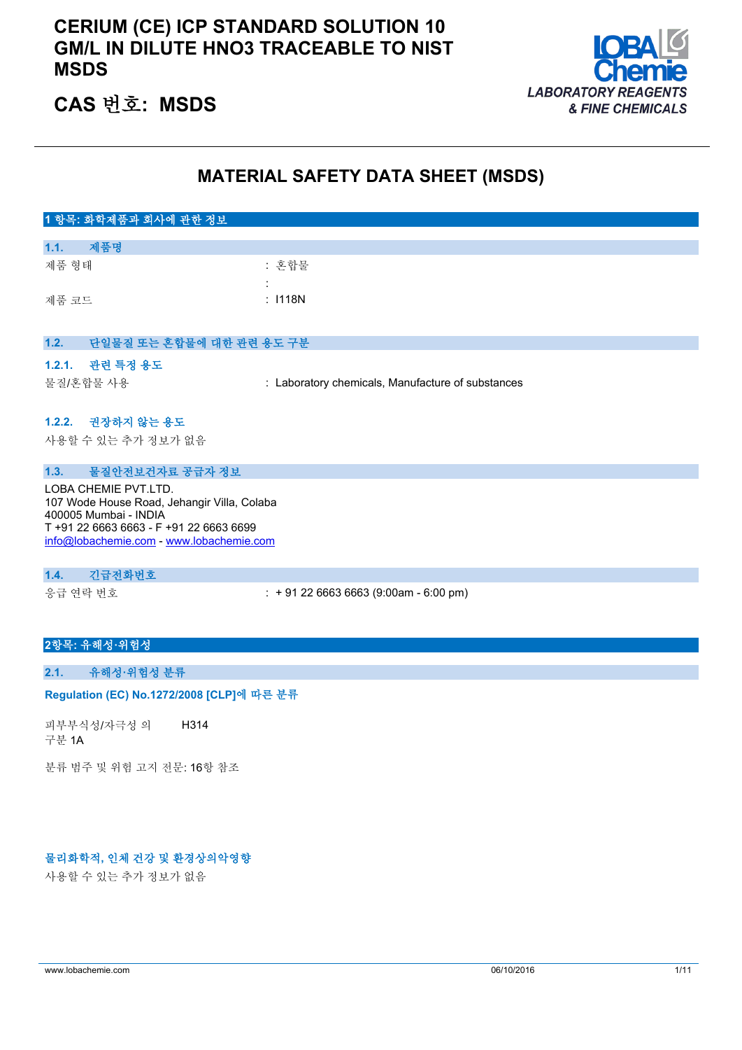# CERIUM (CE) ICP STANDARD SOLUTION 10 GM/L IN DILUTE HNO3 TRACEABLE TO NIST MSDS

## CAS 번호: MSDS

LOBA Chemie
LABORATORY REAGENTS & FINE CHEMICALS

# MATERIAL SAFETY DATA SHEET (MSDS)

## 1 항목: 화학제품과 회사에 관한 정보

### 1.1. 제품명

| | |
|---|---|
| 제품 형태 | : 혼합물 |
| | : |
| 제품 코드 | : I118N |

### 1.2. 단일물질 또는 혼합물에 대한 관련 용도 구분

#### 1.2.1. 관련 특정 용도

| | |
|---|---|
| 물질/혼합물 사용 | : Laboratory chemicals, Manufacture of substances |

#### 1.2.2. 권장하지 않는 용도

사용할 수 있는 추가 정보가 없음

### 1.3. 물질안전보건자료 공급자 정보

LOBA CHEMIE PVT.LTD.
107 Wode House Road, Jehangir Villa, Colaba
400005 Mumbai - INDIA
T +91 22 6663 6663 - F +91 22 6663 6699
info@lobachemie.com - www.lobachemie.com

### 1.4. 긴급전화번호

| | |
|---|---|
| 응급 연락 번호 | : + 91 22 6663 6663 (9:00am - 6:00 pm) |

## 2항목: 유해성·위험성

### 2.1. 유해성·위험성 분류

**Regulation (EC) No.1272/2008 [CLP]에 따른 분류**

| | |
|---|---|
| 피부부식성/자극성 의 구분 1A | H314 |

분류 범주 및 위험 고지 전문: 16항 참조

**물리화학적, 인체 건강 및 환경상의악영향**

사용할 수 있는 추가 정보가 없음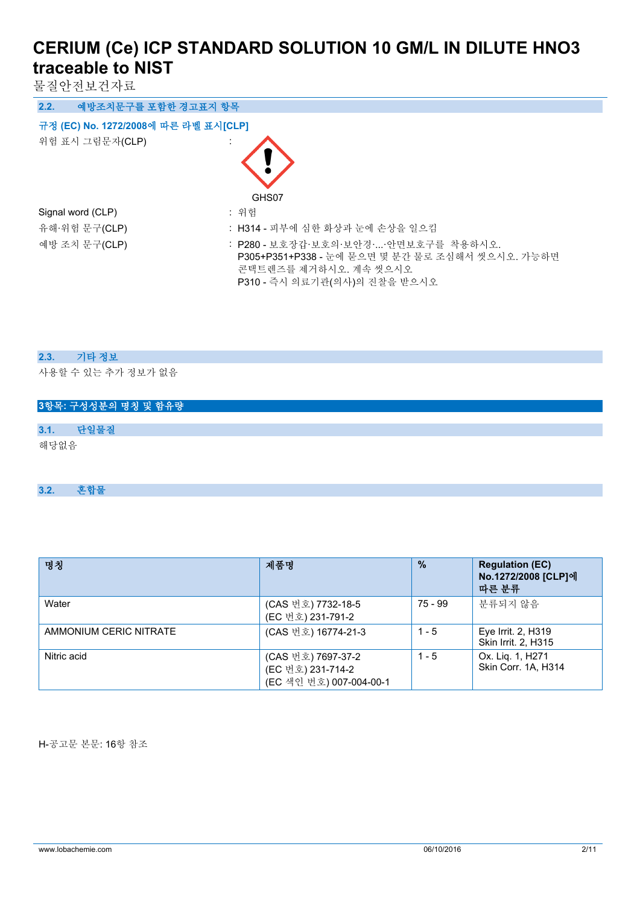### 2.2. 예방조치문구를 포함한 경고표지 항목

**규정 (EC) No. 1272/2008에 따른 라벨 표시[CLP]**

위험 표시 그림문자(CLP) :

GHS07

Signal word (CLP) : 위험

유해·위험 문구(CLP) : H314 - 피부에 심한 화상과 눈에 손상을 일으킴

예방 조치 문구(CLP) : P280 - 보호장갑·보호의·보안경·...·안면보호구를 착용하시오.
P305+P351+P338 - 눈에 묻으면 몇 분간 물로 조심해서 씻으시오. 가능하면 콘택트렌즈를 제거하시오. 계속 씻으시오
P310 - 즉시 의료기관(의사)의 진찰을 받으시오

### 2.3. 기타 정보

사용할 수 있는 추가 정보가 없음

## 3항목: 구성성분의 명칭 및 함유량

### 3.1. 단일물질

해당없음

### 3.2. 혼합물

| 명칭 | 제품명 | % | Regulation (EC) No.1272/2008 [CLP]에 따른 분류 |
|---|---|---|---|
| Water | (CAS 번호) 7732-18-5<br>(EC 번호) 231-791-2 | 75 - 99 | 분류되지 않음 |
| AMMONIUM CERIC NITRATE | (CAS 번호) 16774-21-3 | 1 - 5 | Eye Irrit. 2, H319<br>Skin Irrit. 2, H315 |
| Nitric acid | (CAS 번호) 7697-37-2<br>(EC 번호) 231-714-2<br>(EC 색인 번호) 007-004-00-1 | 1 - 5 | Ox. Liq. 1, H271<br>Skin Corr. 1A, H314 |

H-공고문 본문: 16항 참조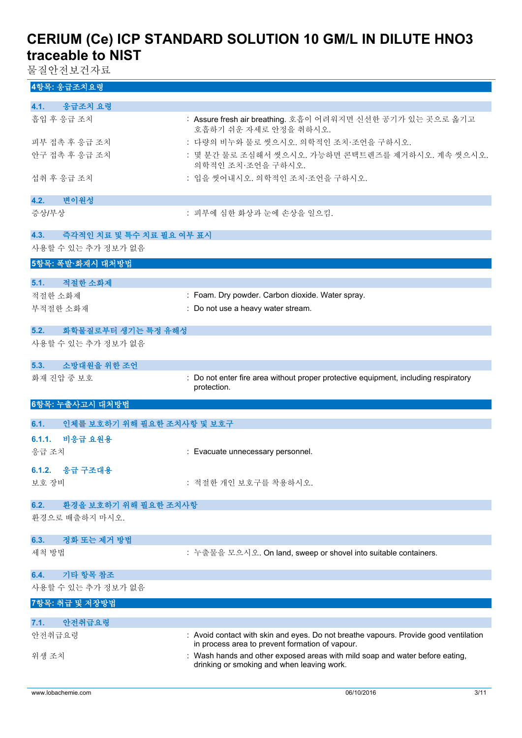## 4항목: 응급조치요령

### 4.1. 응급조치 요령

| | |
|---|---|
| 흡입 후 응급 조치 | : Assure fresh air breathing. 호흡이 어려워지면 신선한 공기가 있는 곳으로 옮기고 호흡하기 쉬운 자세로 안정을 취하시오. |
| 피부 접촉 후 응급 조치 | : 다량의 비누와 물로 씻으시오. 의학적인 조치·조언을 구하시오. |
| 안구 접촉 후 응급 조치 | : 몇 분간 물로 조심해서 씻으시오. 가능하면 콘택트렌즈를 제거하시오. 계속 씻으시오. 의학적인 조치·조언을 구하시오. |
| 섭취 후 응급 조치 | : 입을 씻어내시오. 의학적인 조치·조언을 구하시오. |

### 4.2. 변이원성

| | |
|---|---|
| 증상/부상 | : 피부에 심한 화상과 눈에 손상을 일으킴. |

### 4.3. 즉각적인 치료 및 특수 치료 필요 여부 표시

사용할 수 있는 추가 정보가 없음

## 5항목: 폭발·화재시 대처방법

### 5.1. 적절한 소화제

| | |
|---|---|
| 적절한 소화제 | : Foam. Dry powder. Carbon dioxide. Water spray. |
| 부적절한 소화재 | : Do not use a heavy water stream. |

### 5.2. 화학물질로부터 생기는 특정 유해성

사용할 수 있는 추가 정보가 없음

### 5.3. 소방대원을 위한 조언

| | |
|---|---|
| 화재 진압 중 보호 | : Do not enter fire area without proper protective equipment, including respiratory protection. |

## 6항목: 누출사고시 대처방법

### 6.1. 인체를 보호하기 위해 필요한 조치사항 및 보호구

#### 6.1.1. 비응급 요원용

| | |
|---|---|
| 응급 조치 | : Evacuate unnecessary personnel. |

#### 6.1.2. 응급 구조대용

| | |
|---|---|
| 보호 장비 | : 적절한 개인 보호구를 착용하시오. |

### 6.2. 환경을 보호하기 위해 필요한 조치사항

환경으로 배출하지 마시오.

### 6.3. 정화 또는 제거 방법

| | |
|---|---|
| 세척 방법 | : 누출물을 모으시오. On land, sweep or shovel into suitable containers. |

### 6.4. 기타 항목 참조

사용할 수 있는 추가 정보가 없음

## 7항목: 취급 및 저장방법

### 7.1. 안전취급요령

| | |
|---|---|
| 안전취급요령 | : Avoid contact with skin and eyes. Do not breathe vapours. Provide good ventilation in process area to prevent formation of vapour. |
| 위생 조치 | : Wash hands and other exposed areas with mild soap and water before eating, drinking or smoking and when leaving work. |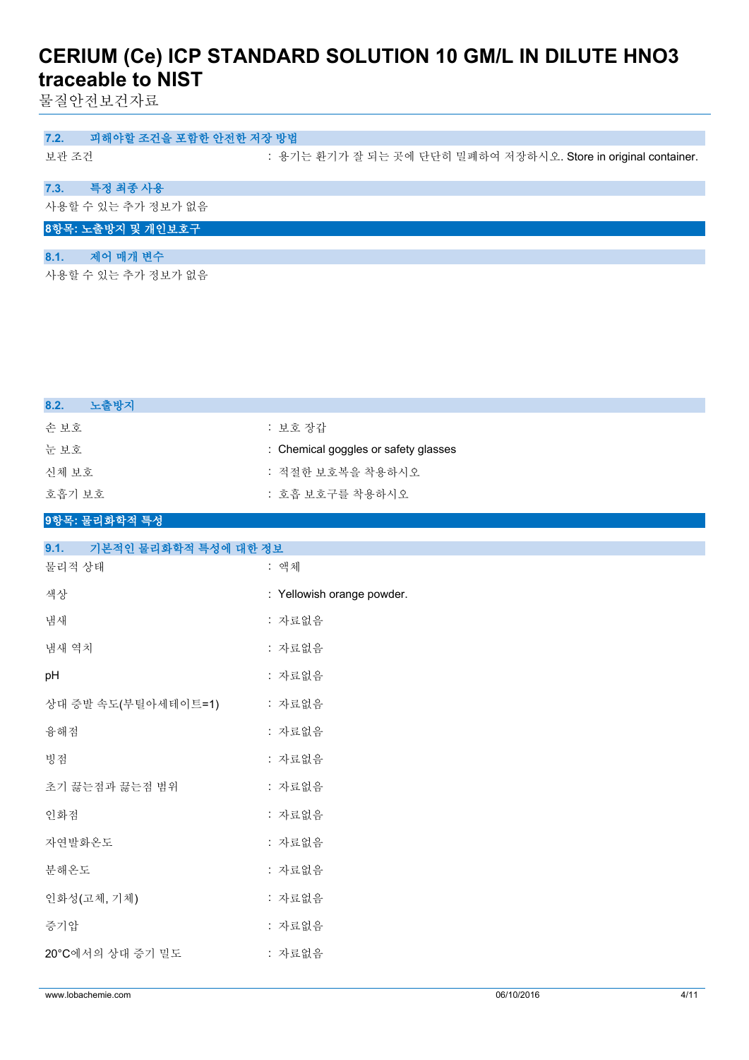## 7.2. 피해야할 조건을 포함한 안전한 저장 방법

보관 조건 : 용기는 환기가 잘 되는 곳에 단단히 밀폐하여 저장하시오. Store in original container.

## 7.3. 특정 최종 사용

사용할 수 있는 추가 정보가 없음

# 8항목: 노출방지 및 개인보호구

## 8.1. 제어 매개 변수

사용할 수 있는 추가 정보가 없음

## 8.2. 노출방지

| | |
|---|---|
| 손 보호 | : 보호 장갑 |
| 눈 보호 | : Chemical goggles or safety glasses |
| 신체 보호 | : 적절한 보호복을 착용하시오 |
| 호흡기 보호 | : 호흡 보호구를 착용하시오 |

# 9항목: 물리화학적 특성

## 9.1. 기본적인 물리화학적 특성에 대한 정보

| | |
|---|---|
| 물리적 상태 | : 액체 |
| 색상 | : Yellowish orange powder. |
| 냄새 | : 자료없음 |
| 냄새 역치 | : 자료없음 |
| pH | : 자료없음 |
| 상대 증발 속도(부틸아세테이트=1) | : 자료없음 |
| 융해점 | : 자료없음 |
| 빙점 | : 자료없음 |
| 초기 끓는점과 끓는점 범위 | : 자료없음 |
| 인화점 | : 자료없음 |
| 자연발화온도 | : 자료없음 |
| 분해온도 | : 자료없음 |
| 인화성(고체, 기체) | : 자료없음 |
| 증기압 | : 자료없음 |
| 20°C에서의 상대 증기 밀도 | : 자료없음 |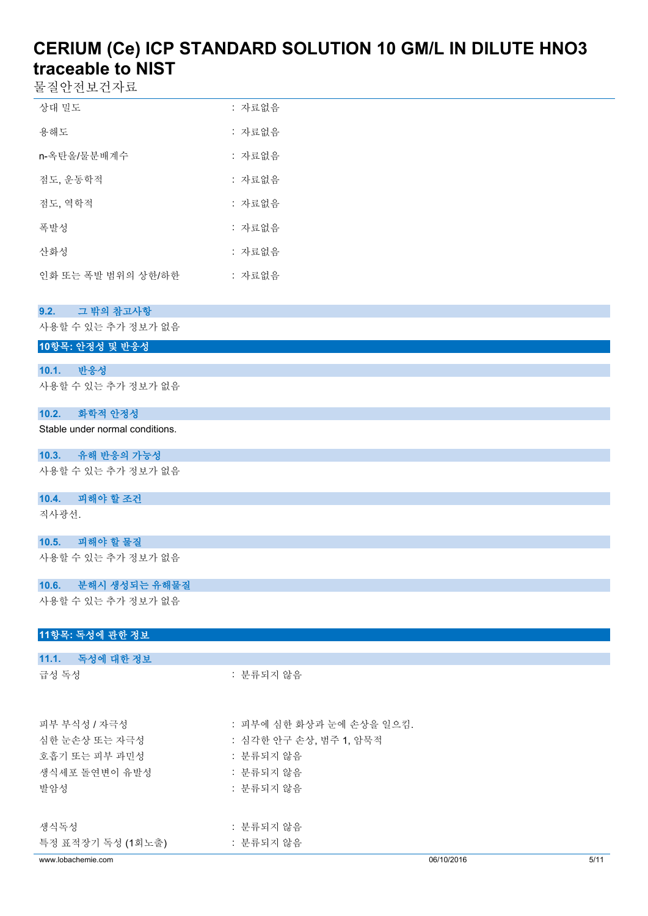| | |
|---|---|
| 상대 밀도 | : 자료없음 |
| 용해도 | : 자료없음 |
| n-옥탄올/물분배계수 | : 자료없음 |
| 점도, 운동학적 | : 자료없음 |
| 점도, 역학적 | : 자료없음 |
| 폭발성 | : 자료없음 |
| 산화성 | : 자료없음 |
| 인화 또는 폭발 범위의 상한/하한 | : 자료없음 |

### 9.2. 그 밖의 참고사항

사용할 수 있는 추가 정보가 없음

## 10항목: 안정성 및 반응성

### 10.1. 반응성

사용할 수 있는 추가 정보가 없음

### 10.2. 화학적 안정성

Stable under normal conditions.

### 10.3. 유해 반응의 가능성

사용할 수 있는 추가 정보가 없음

### 10.4. 피해야 할 조건

직사광선.

### 10.5. 피해야 할 물질

사용할 수 있는 추가 정보가 없음

### 10.6. 분해시 생성되는 유해물질

사용할 수 있는 추가 정보가 없음

## 11항목: 독성에 관한 정보

### 11.1. 독성에 대한 정보

| | |
|---|---|
| 급성 독성 | : 분류되지 않음 |
| 피부 부식성 / 자극성 | : 피부에 심한 화상과 눈에 손상을 일으킴. |
| 심한 눈손상 또는 자극성 | : 심각한 안구 손상, 범주 1, 암묵적 |
| 호흡기 또는 피부 과민성 | : 분류되지 않음 |
| 생식세포 돌연변이 유발성 | : 분류되지 않음 |
| 발암성 | : 분류되지 않음 |
| 생식독성 | : 분류되지 않음 |
| 특정 표적장기 독성 (1회노출) | : 분류되지 않음 |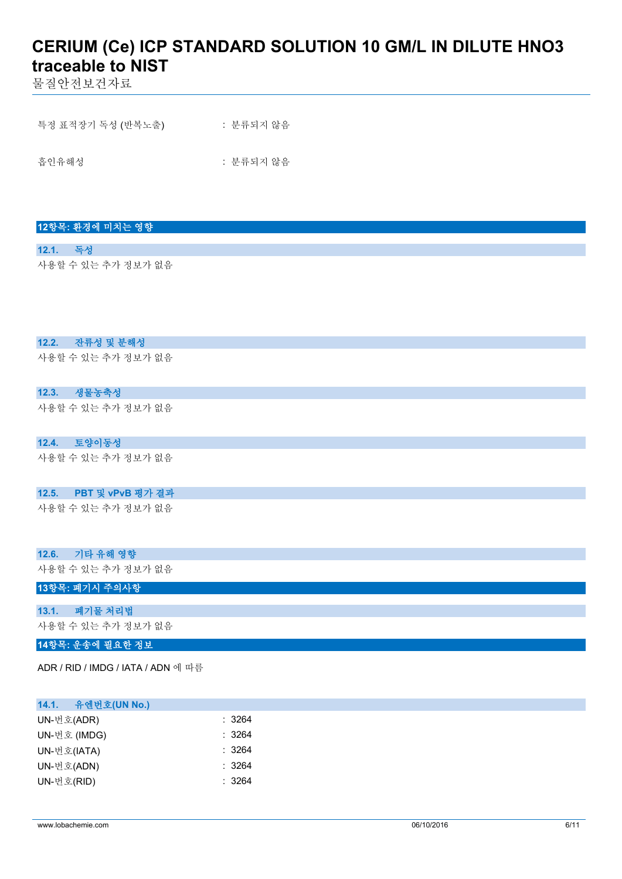| | |
|---|---|
| 특정 표적장기 독성 (반복노출) | : 분류되지 않음 |
| 흡인유해성 | : 분류되지 않음 |

## 12항목: 환경에 미치는 영향

### 12.1. 독성

사용할 수 있는 추가 정보가 없음

### 12.2. 잔류성 및 분해성

사용할 수 있는 추가 정보가 없음

### 12.3. 생물농축성

사용할 수 있는 추가 정보가 없음

### 12.4. 토양이동성

사용할 수 있는 추가 정보가 없음

### 12.5. PBT 및 vPvB 평가 결과

사용할 수 있는 추가 정보가 없음

### 12.6. 기타 유해 영향

사용할 수 있는 추가 정보가 없음

## 13항목: 폐기시 주의사항

### 13.1. 폐기물 처리법

사용할 수 있는 추가 정보가 없음

## 14항목: 운송에 필요한 정보

ADR / RID / IMDG / IATA / ADN 에 따름

### 14.1. 유엔번호(UN No.)

| | |
|---|---|
| UN-번호(ADR) | : 3264 |
| UN-번호 (IMDG) | : 3264 |
| UN-번호(IATA) | : 3264 |
| UN-번호(ADN) | : 3264 |
| UN-번호(RID) | : 3264 |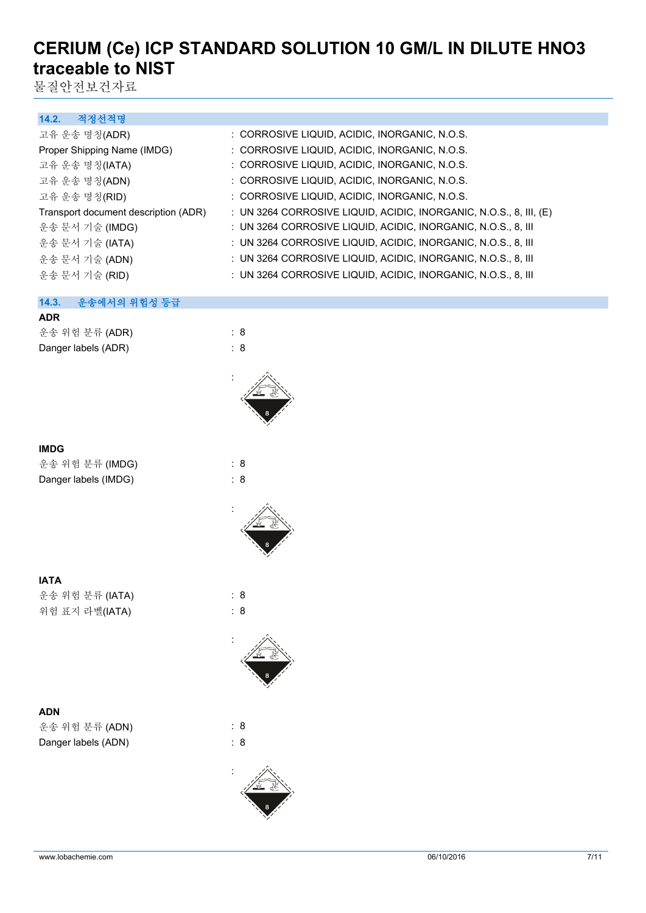### 14.2. 적정선적명

| | |
|---|---|
| 고유 운송 명칭(ADR) | : CORROSIVE LIQUID, ACIDIC, INORGANIC, N.O.S. |
| Proper Shipping Name (IMDG) | : CORROSIVE LIQUID, ACIDIC, INORGANIC, N.O.S. |
| 고유 운송 명칭(IATA) | : CORROSIVE LIQUID, ACIDIC, INORGANIC, N.O.S. |
| 고유 운송 명칭(ADN) | : CORROSIVE LIQUID, ACIDIC, INORGANIC, N.O.S. |
| 고유 운송 명칭(RID) | : CORROSIVE LIQUID, ACIDIC, INORGANIC, N.O.S. |
| Transport document description (ADR) | : UN 3264 CORROSIVE LIQUID, ACIDIC, INORGANIC, N.O.S., 8, III, (E) |
| 운송 문서 기술 (IMDG) | : UN 3264 CORROSIVE LIQUID, ACIDIC, INORGANIC, N.O.S., 8, III |
| 운송 문서 기술 (IATA) | : UN 3264 CORROSIVE LIQUID, ACIDIC, INORGANIC, N.O.S., 8, III |
| 운송 문서 기술 (ADN) | : UN 3264 CORROSIVE LIQUID, ACIDIC, INORGANIC, N.O.S., 8, III |
| 운송 문서 기술 (RID) | : UN 3264 CORROSIVE LIQUID, ACIDIC, INORGANIC, N.O.S., 8, III |

### 14.3. 운송에서의 위험성 등급

**ADR**

| | |
|---|---|
| 운송 위험 분류 (ADR) | : 8 |
| Danger labels (ADR) | : 8 |

**IMDG**

| | |
|---|---|
| 운송 위험 분류 (IMDG) | : 8 |
| Danger labels (IMDG) | : 8 |

**IATA**

| | |
|---|---|
| 운송 위험 분류 (IATA) | : 8 |
| 위험 표지 라벨(IATA) | : 8 |

**ADN**

| | |
|---|---|
| 운송 위험 분류 (ADN) | : 8 |
| Danger labels (ADN) | : 8 |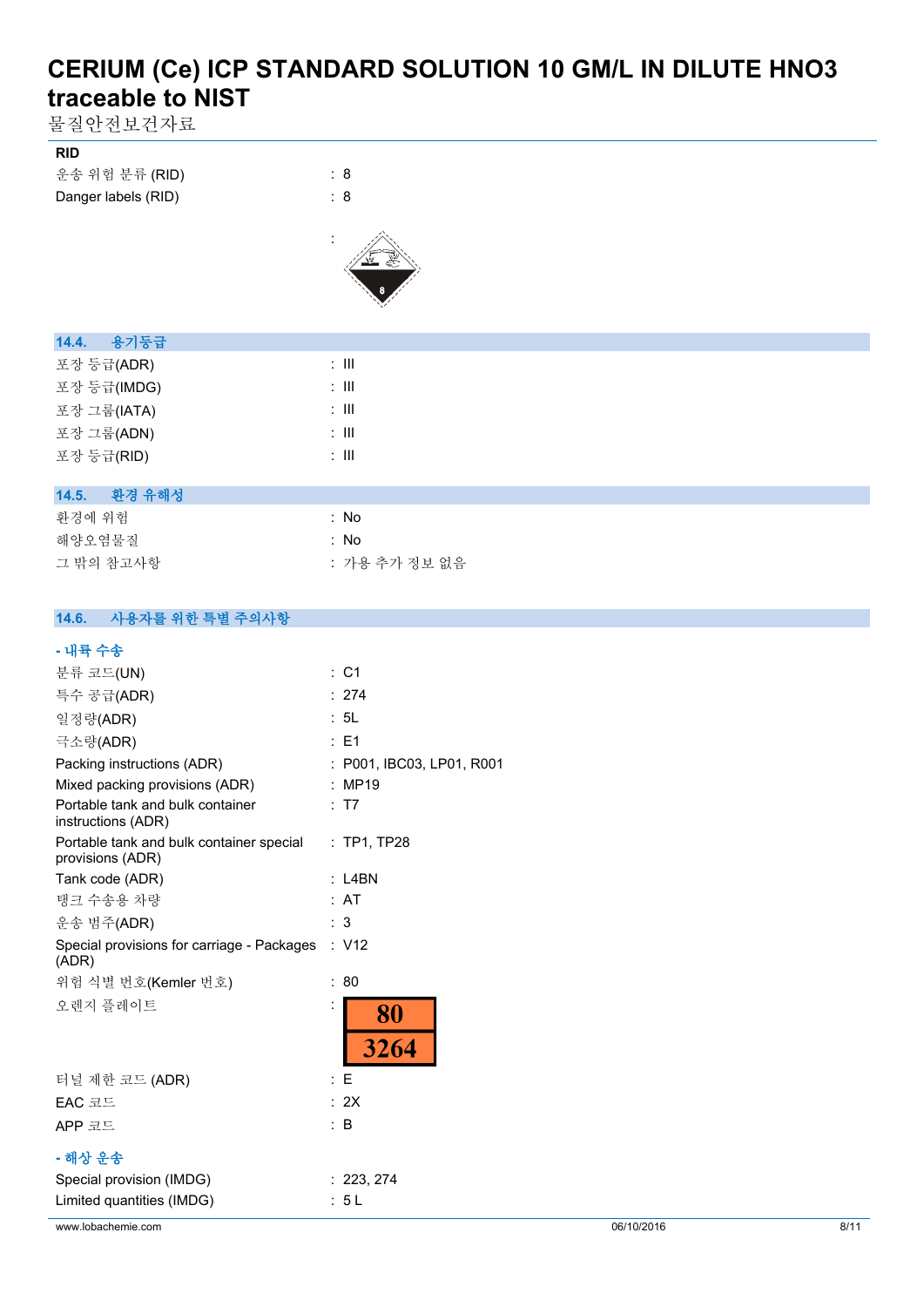**RID**

| | |
|---|---|
| 운송 위험 분류 (RID) | : 8 |
| Danger labels (RID) | : 8 |

## 14.4. 용기등급

| | |
|---|---|
| 포장 등급(ADR) | : III |
| 포장 등급(IMDG) | : III |
| 포장 그룹(IATA) | : III |
| 포장 그룹(ADN) | : III |
| 포장 등급(RID) | : III |

## 14.5. 환경 유해성

| | |
|---|---|
| 환경에 위험 | : No |
| 해양오염물질 | : No |
| 그 밖의 참고사항 | : 가용 추가 정보 없음 |

## 14.6. 사용자를 위한 특별 주의사항

**- 내륙 수송**

| | |
|---|---|
| 분류 코드(UN) | : C1 |
| 특수 공급(ADR) | : 274 |
| 일정량(ADR) | : 5L |
| 극소량(ADR) | : E1 |
| Packing instructions (ADR) | : P001, IBC03, LP01, R001 |
| Mixed packing provisions (ADR) | : MP19 |
| Portable tank and bulk container instructions (ADR) | : T7 |
| Portable tank and bulk container special provisions (ADR) | : TP1, TP28 |
| Tank code (ADR) | : L4BN |
| 탱크 수송용 차량 | : AT |
| 운송 범주(ADR) | : 3 |
| Special provisions for carriage - Packages (ADR) | : V12 |
| 위험 식별 번호(Kemler 번호) | : 80 |
| 오렌지 플레이트 | : 80 / 3264 |
| 터널 제한 코드 (ADR) | : E |
| EAC 코드 | : 2X |
| APP 코드 | : B |

**- 해상 운송**

| | |
|---|---|
| Special provision (IMDG) | : 223, 274 |
| Limited quantities (IMDG) | : 5 L |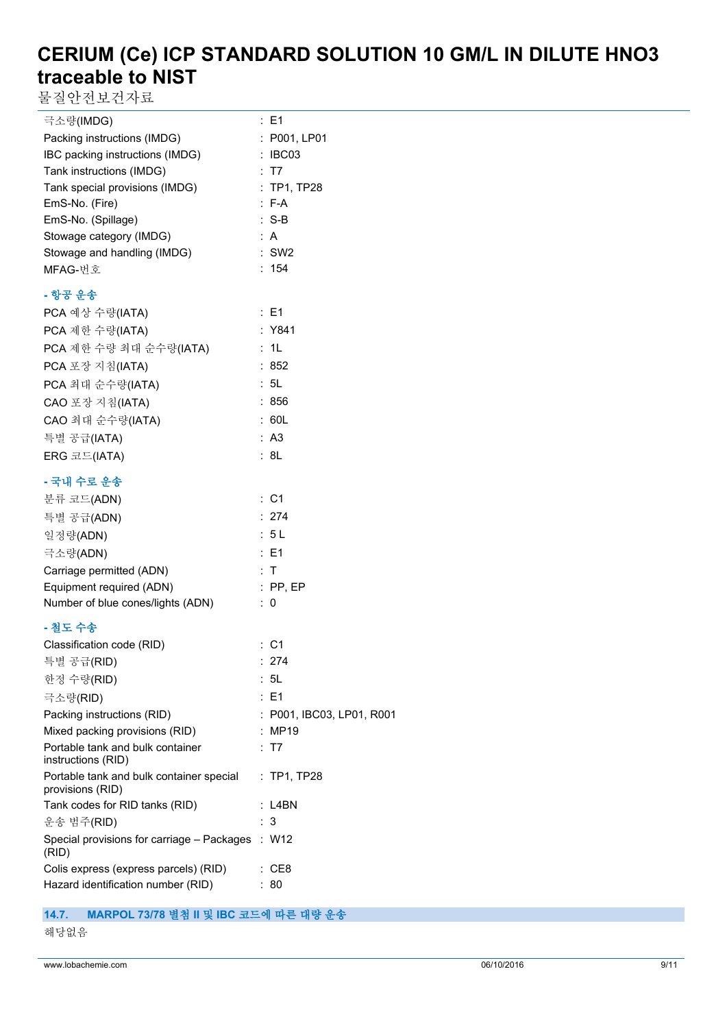극소량(IMDG) : E1
Packing instructions (IMDG) : P001, LP01
IBC packing instructions (IMDG) : IBC03
Tank instructions (IMDG) : T7
Tank special provisions (IMDG) : TP1, TP28
EmS-No. (Fire) : F-A
EmS-No. (Spillage) : S-B
Stowage category (IMDG) : A
Stowage and handling (IMDG) : SW2
MFAG-번호 : 154

**- 항공 운송**

PCA 예상 수량(IATA) : E1
PCA 제한 수량(IATA) : Y841
PCA 제한 수량 최대 순수량(IATA) : 1L
PCA 포장 지침(IATA) : 852
PCA 최대 순수량(IATA) : 5L
CAO 포장 지침(IATA) : 856
CAO 최대 순수량(IATA) : 60L
특별 공급(IATA) : A3
ERG 코드(IATA) : 8L

**- 국내 수로 운송**

분류 코드(ADN) : C1
특별 공급(ADN) : 274
일정량(ADN) : 5 L
극소량(ADN) : E1
Carriage permitted (ADN) : T
Equipment required (ADN) : PP, EP
Number of blue cones/lights (ADN) : 0

**- 철도 수송**

Classification code (RID) : C1
특별 공급(RID) : 274
한정 수량(RID) : 5L
극소량(RID) : E1
Packing instructions (RID) : P001, IBC03, LP01, R001
Mixed packing provisions (RID) : MP19
Portable tank and bulk container instructions (RID) : T7
Portable tank and bulk container special provisions (RID) : TP1, TP28
Tank codes for RID tanks (RID) : L4BN
운송 범주(RID) : 3
Special provisions for carriage – Packages (RID) : W12
Colis express (express parcels) (RID) : CE8
Hazard identification number (RID) : 80

## 14.7. MARPOL 73/78 별첨 II 및 IBC 코드에 따른 대량 운송

해당없음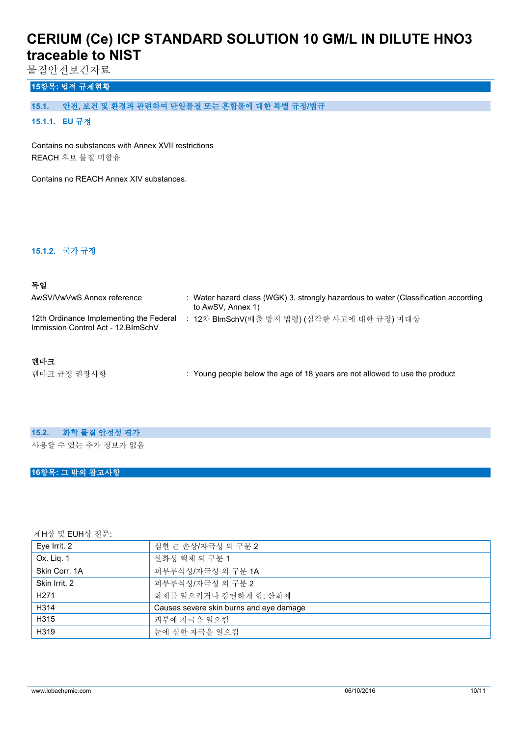## 15항목: 법적 규제현황

### 15.1. 안전, 보건 및 환경과 관련하여 단일물질 또는 혼합물에 대한 특별 규정/법규

#### 15.1.1. EU 규정

Contains no substances with Annex XVII restrictions
REACH 후보 물질 미함유

Contains no REACH Annex XIV substances.

#### 15.1.2. 국가 규정

**독일**

AwSV/VwVwS Annex reference : Water hazard class (WGK) 3, strongly hazardous to water (Classification according to AwSV, Annex 1)

12th Ordinance Implementing the Federal Immission Control Act - 12.BImSchV : 12차 BImSchV(배출 방지 법령) (심각한 사고에 대한 규정) 미대상

**덴마크**

덴마크 규정 권장사항 : Young people below the age of 18 years are not allowed to use the product

### 15.2. 화학 물질 안정성 평가

사용할 수 있는 추가 정보가 없음

## 16항목: 그 밖의 참고사항

제H상 및 EUH상 전문:

| | |
|---|---|
| Eye Irrit. 2 | 심한 눈 손상/자극성 의 구분 2 |
| Ox. Liq. 1 | 산화성 액체 의 구분 1 |
| Skin Corr. 1A | 피부부식성/자극성 의 구분 1A |
| Skin Irrit. 2 | 피부부식성/자극성 의 구분 2 |
| H271 | 화재를 일으키거나 강렬하게 함; 산화제 |
| H314 | Causes severe skin burns and eye damage |
| H315 | 피부에 자극을 일으킴 |
| H319 | 눈에 심한 자극을 일으킴 |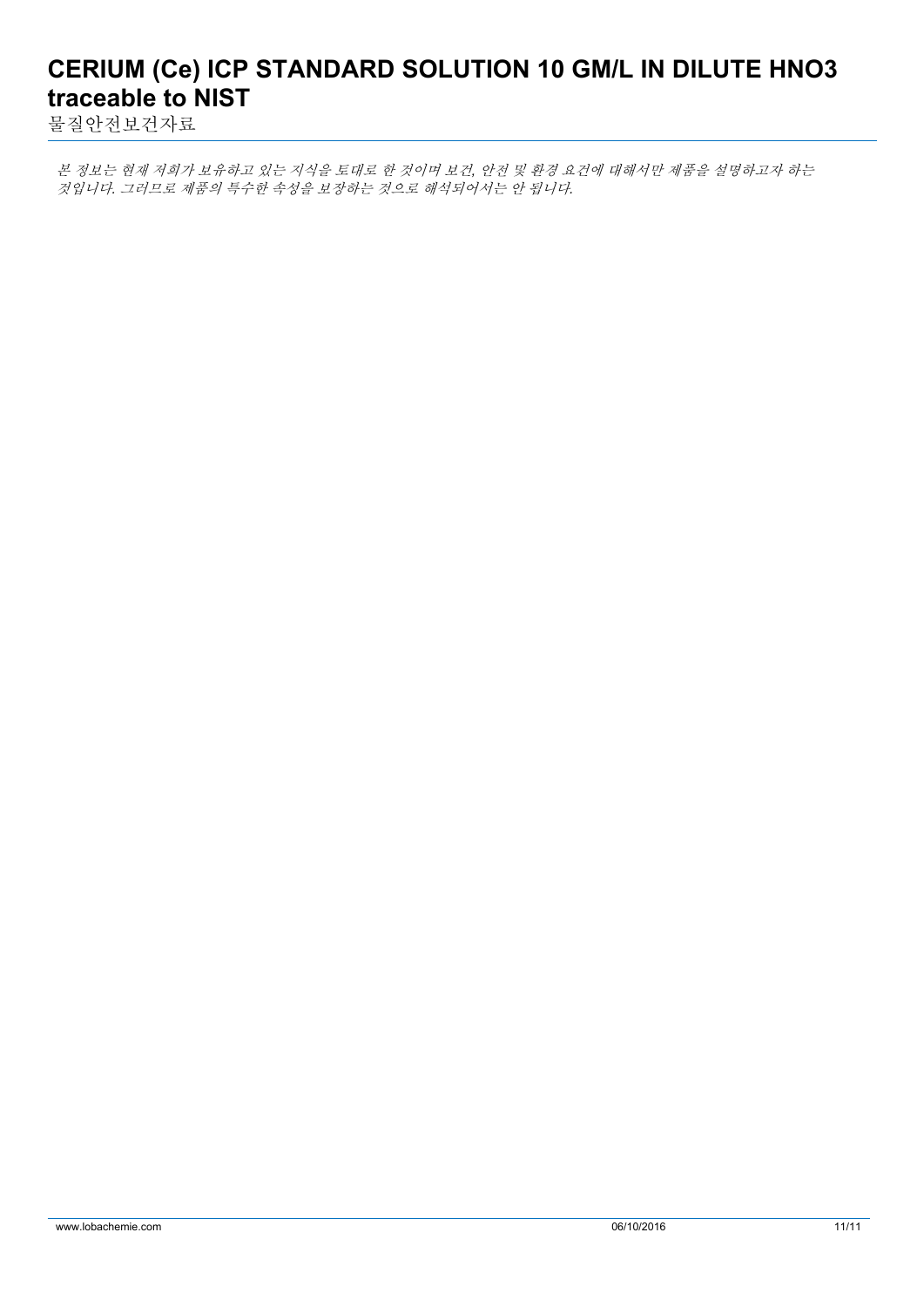*본 정보는 현재 저희가 보유하고 있는 지식을 토대로 한 것이며 보건, 안전 및 환경 요건에 대해서만 제품을 설명하고자 하는 것입니다. 그러므로 제품의 특수한 속성을 보장하는 것으로 해석되어서는 안 됩니다.*